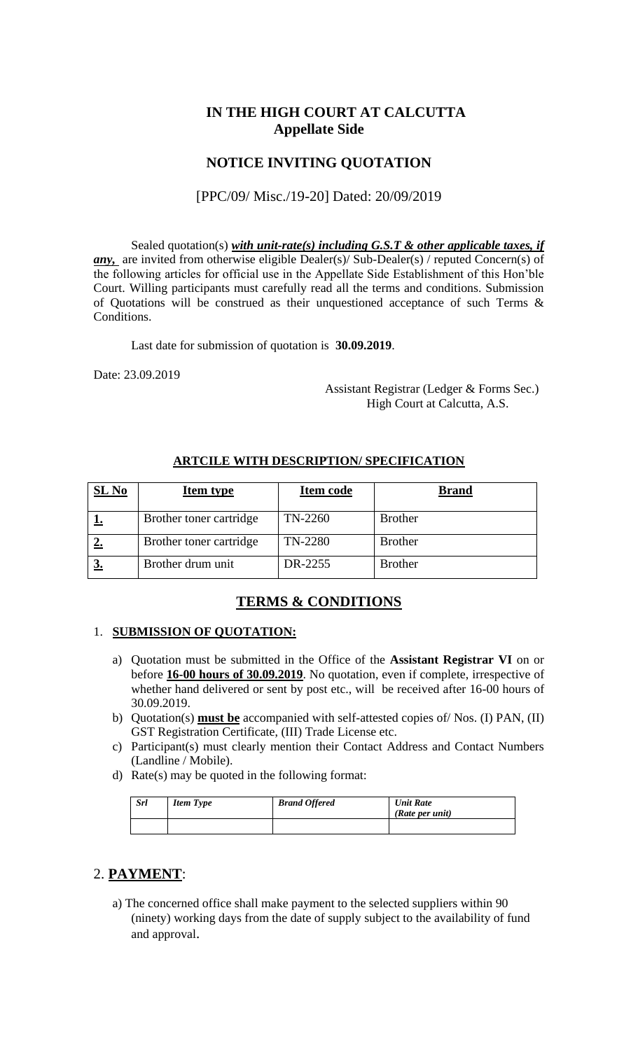# IN THE HIGH COURT AT CALCUTTA
## Appellate Side

## NOTICE INVITING QUOTATION

[PPC/09/ Misc./19-20] Dated: 20/09/2019

Sealed quotation(s) ***with unit-rate(s) including G.S.T & other applicable taxes, if any,*** are invited from otherwise eligible Dealer(s)/ Sub-Dealer(s) / reputed Concern(s) of the following articles for official use in the Appellate Side Establishment of this Hon'ble Court. Willing participants must carefully read all the terms and conditions. Submission of Quotations will be construed as their unquestioned acceptance of such Terms & Conditions.

Last date for submission of quotation is **30.09.2019**.

Date: 23.09.2019

Assistant Registrar (Ledger & Forms Sec.)
High Court at Calcutta, A.S.

### ARTCILE WITH DESCRIPTION/ SPECIFICATION

| SL No | Item type | Item code | Brand |
|---|---|---|---|
| 1. | Brother toner cartridge | TN-2260 | Brother |
| 2. | Brother toner cartridge | TN-2280 | Brother |
| 3. | Brother drum unit | DR-2255 | Brother |

## TERMS & CONDITIONS

1. **SUBMISSION OF QUOTATION:**

   a) Quotation must be submitted in the Office of the **Assistant Registrar VI** on or before **16-00 hours of 30.09.2019**. No quotation, even if complete, irrespective of whether hand delivered or sent by post etc., will be received after 16-00 hours of 30.09.2019.

   b) Quotation(s) **must be** accompanied with self-attested copies of/ Nos. (I) PAN, (II) GST Registration Certificate, (III) Trade License etc.

   c) Participant(s) must clearly mention their Contact Address and Contact Numbers (Landline / Mobile).

   d) Rate(s) may be quoted in the following format:

| *Srl* | *Item Type* | *Brand Offered* | *Unit Rate (Rate per unit)* |
|---|---|---|---|
| | | | |

## 2. PAYMENT:

a) The concerned office shall make payment to the selected suppliers within 90 (ninety) working days from the date of supply subject to the availability of fund and approval.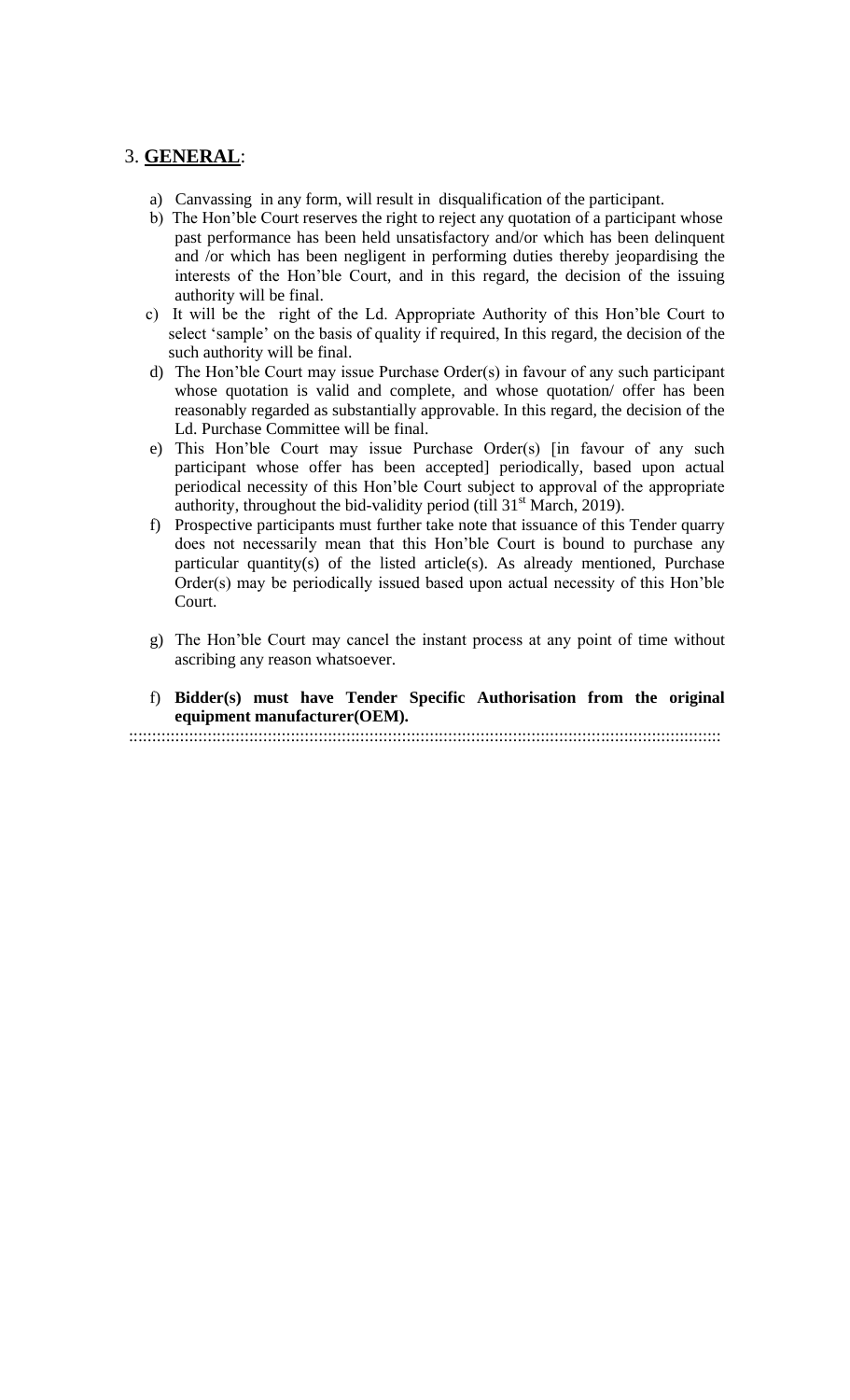## 3. **GENERAL**:

a) Canvassing in any form, will result in disqualification of the participant.

b) The Hon'ble Court reserves the right to reject any quotation of a participant whose past performance has been held unsatisfactory and/or which has been delinquent and /or which has been negligent in performing duties thereby jeopardising the interests of the Hon'ble Court, and in this regard, the decision of the issuing authority will be final.

c) It will be the right of the Ld. Appropriate Authority of this Hon'ble Court to select 'sample' on the basis of quality if required, In this regard, the decision of the such authority will be final.

d) The Hon'ble Court may issue Purchase Order(s) in favour of any such participant whose quotation is valid and complete, and whose quotation/ offer has been reasonably regarded as substantially approvable. In this regard, the decision of the Ld. Purchase Committee will be final.

e) This Hon'ble Court may issue Purchase Order(s) [in favour of any such participant whose offer has been accepted] periodically, based upon actual periodical necessity of this Hon'ble Court subject to approval of the appropriate authority, throughout the bid-validity period (till 31st March, 2019).

f) Prospective participants must further take note that issuance of this Tender quarry does not necessarily mean that this Hon'ble Court is bound to purchase any particular quantity(s) of the listed article(s). As already mentioned, Purchase Order(s) may be periodically issued based upon actual necessity of this Hon'ble Court.

g) The Hon'ble Court may cancel the instant process at any point of time without ascribing any reason whatsoever.

f) **Bidder(s) must have Tender Specific Authorisation from the original equipment manufacturer(OEM).**

::::::::::::::::::::::::::::::::::::::::::::::::::::::::::::::::::::::::::::::::::::::::::::::::::::::::::::::::::::::::::::::::::::::::